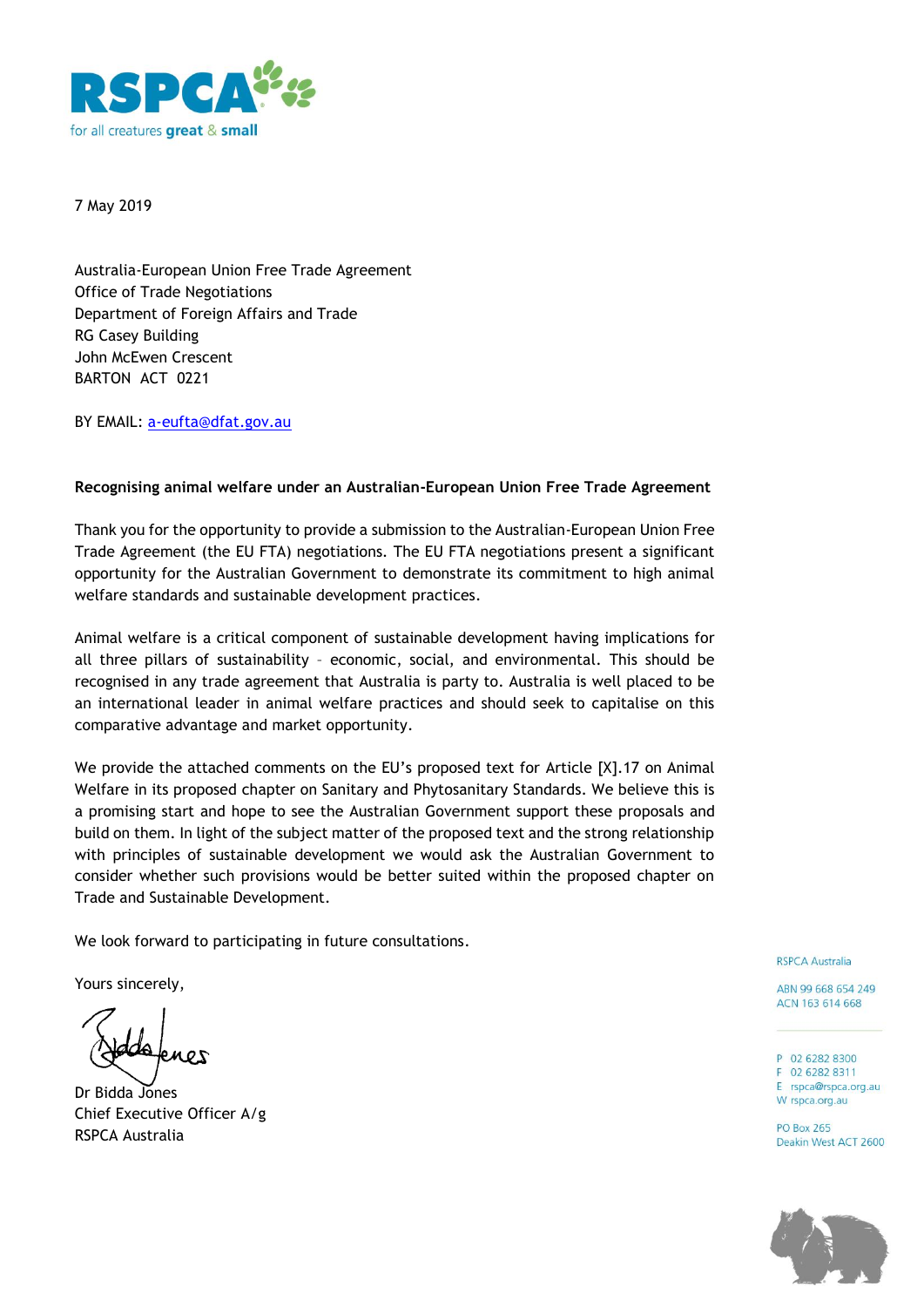RSPCA

for all creatures great & small

7 May 2019

Australia-European Union Free Trade Agreement
Office of Trade Negotiations
Department of Foreign Affairs and Trade
RG Casey Building
John McEwen Crescent
BARTON ACT 0221

BY EMAIL: a-eufta@dfat.gov.au

**Recognising animal welfare under an Australian-European Union Free Trade Agreement**

Thank you for the opportunity to provide a submission to the Australian-European Union Free Trade Agreement (the EU FTA) negotiations. The EU FTA negotiations present a significant opportunity for the Australian Government to demonstrate its commitment to high animal welfare standards and sustainable development practices.

Animal welfare is a critical component of sustainable development having implications for all three pillars of sustainability – economic, social, and environmental. This should be recognised in any trade agreement that Australia is party to. Australia is well placed to be an international leader in animal welfare practices and should seek to capitalise on this comparative advantage and market opportunity.

We provide the attached comments on the EU's proposed text for Article [X].17 on Animal Welfare in its proposed chapter on Sanitary and Phytosanitary Standards. We believe this is a promising start and hope to see the Australian Government support these proposals and build on them. In light of the subject matter of the proposed text and the strong relationship with principles of sustainable development we would ask the Australian Government to consider whether such provisions would be better suited within the proposed chapter on Trade and Sustainable Development.

We look forward to participating in future consultations.

Yours sincerely,

Dr Bidda Jones
Chief Executive Officer A/g
RSPCA Australia

RSPCA Australia

ABN 99 668 654 249
ACN 163 614 668

P 02 6282 8300
F 02 6282 8311
E rspca@rspca.org.au
W rspca.org.au

PO Box 265
Deakin West ACT 2600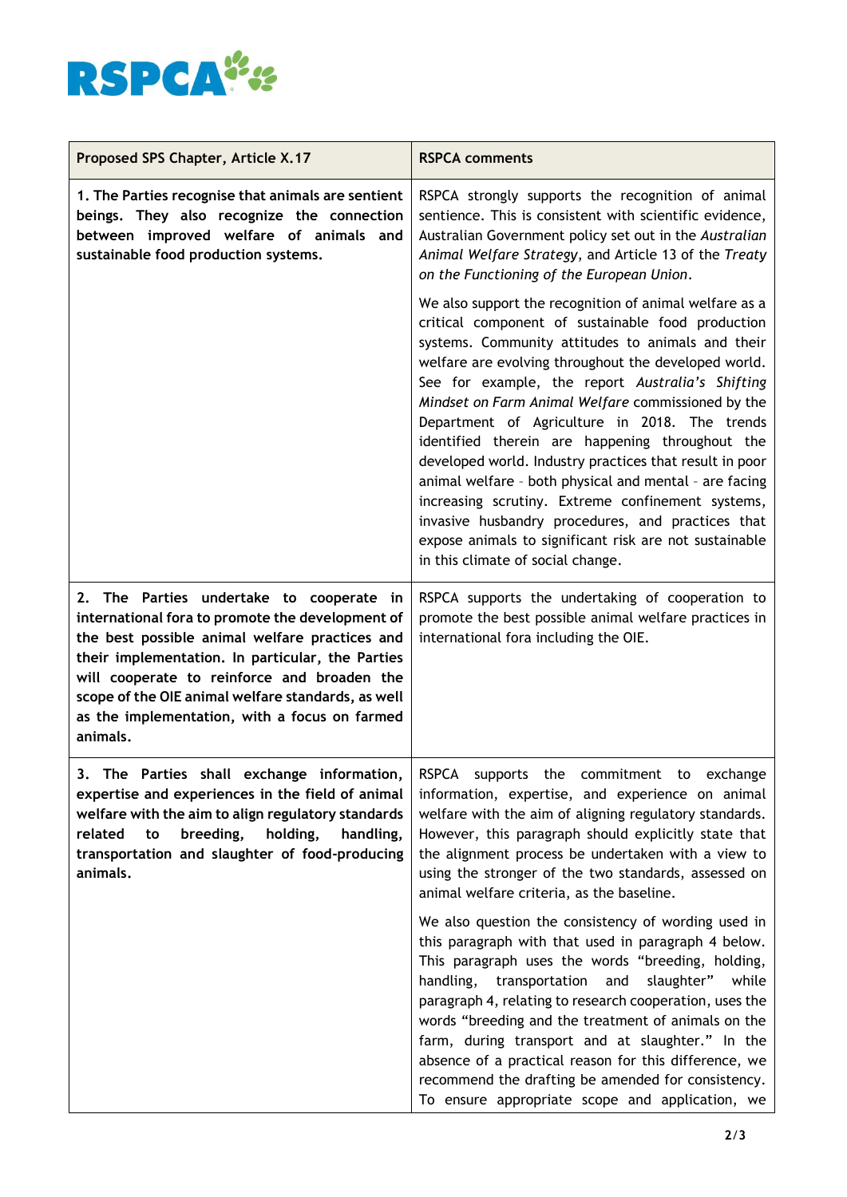| Proposed SPS Chapter, Article X.17 | RSPCA comments |
|---|---|
| **1. The Parties recognise that animals are sentient beings. They also recognize the connection between improved welfare of animals and sustainable food production systems.** | RSPCA strongly supports the recognition of animal sentience. This is consistent with scientific evidence, Australian Government policy set out in the *Australian Animal Welfare Strategy*, and Article 13 of the *Treaty on the Functioning of the European Union*.<br><br>We also support the recognition of animal welfare as a critical component of sustainable food production systems. Community attitudes to animals and their welfare are evolving throughout the developed world. See for example, the report *Australia's Shifting Mindset on Farm Animal Welfare* commissioned by the Department of Agriculture in 2018. The trends identified therein are happening throughout the developed world. Industry practices that result in poor animal welfare - both physical and mental - are facing increasing scrutiny. Extreme confinement systems, invasive husbandry procedures, and practices that expose animals to significant risk are not sustainable in this climate of social change. |
| **2. The Parties undertake to cooperate in international fora to promote the development of the best possible animal welfare practices and their implementation. In particular, the Parties will cooperate to reinforce and broaden the scope of the OIE animal welfare standards, as well as the implementation, with a focus on farmed animals.** | RSPCA supports the undertaking of cooperation to promote the best possible animal welfare practices in international fora including the OIE. |
| **3. The Parties shall exchange information, expertise and experiences in the field of animal welfare with the aim to align regulatory standards related to breeding, holding, handling, transportation and slaughter of food-producing animals.** | RSPCA supports the commitment to exchange information, expertise, and experience on animal welfare with the aim of aligning regulatory standards. However, this paragraph should explicitly state that the alignment process be undertaken with a view to using the stronger of the two standards, assessed on animal welfare criteria, as the baseline.<br><br>We also question the consistency of wording used in this paragraph with that used in paragraph 4 below. This paragraph uses the words "breeding, holding, handling, transportation and slaughter" while paragraph 4, relating to research cooperation, uses the words "breeding and the treatment of animals on the farm, during transport and at slaughter." In the absence of a practical reason for this difference, we recommend the drafting be amended for consistency. To ensure appropriate scope and application, we |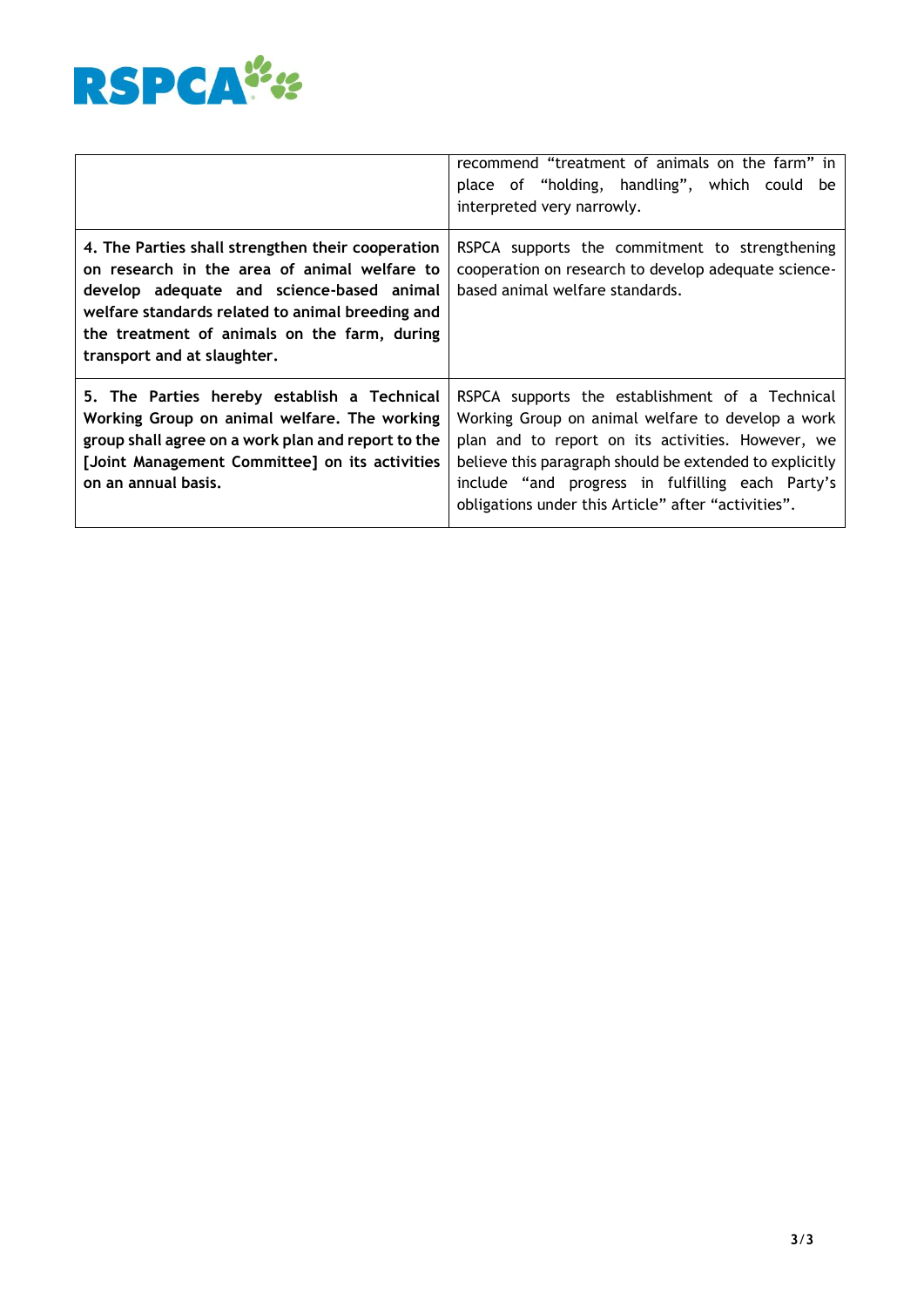| | |
|---|---|
| | recommend "treatment of animals on the farm" in place of "holding, handling", which could be interpreted very narrowly. |
| **4. The Parties shall strengthen their cooperation on research in the area of animal welfare to develop adequate and science-based animal welfare standards related to animal breeding and the treatment of animals on the farm, during transport and at slaughter.** | RSPCA supports the commitment to strengthening cooperation on research to develop adequate science-based animal welfare standards. |
| **5. The Parties hereby establish a Technical Working Group on animal welfare. The working group shall agree on a work plan and report to the [Joint Management Committee] on its activities on an annual basis.** | RSPCA supports the establishment of a Technical Working Group on animal welfare to develop a work plan and to report on its activities. However, we believe this paragraph should be extended to explicitly include "and progress in fulfilling each Party's obligations under this Article" after "activities". |